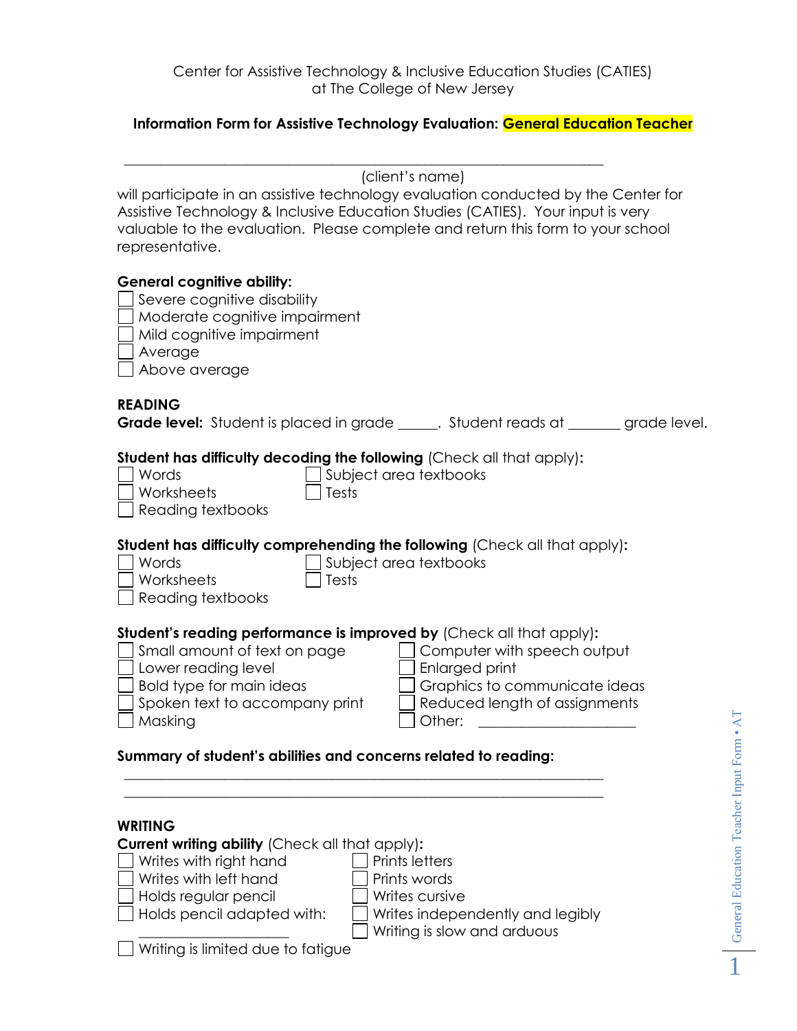Center for Assistive Technology & Inclusive Education Studies (CATIES)
at The College of New Jersey

**Information Form for Assistive Technology Evaluation: General Education Teacher**

\_\_\_\_\_\_\_\_\_\_\_\_\_\_\_\_\_\_\_\_\_\_\_\_\_\_\_\_\_\_\_\_\_\_\_\_\_\_\_\_\_\_\_\_\_\_\_\_\_\_\_\_\_\_\_\_\_\_\_\_\_\_
(client's name)

will participate in an assistive technology evaluation conducted by the Center for Assistive Technology & Inclusive Education Studies (CATIES). Your input is very valuable to the evaluation. Please complete and return this form to your school representative.

**General cognitive ability:**

- ☐ Severe cognitive disability
- ☐ Moderate cognitive impairment
- ☐ Mild cognitive impairment
- ☐ Average
- ☐ Above average

**READING**

**Grade level:** Student is placed in grade \_\_\_\_\_. Student reads at \_\_\_\_\_\_\_ grade level.

**Student has difficulty decoding the following** (Check all that apply)**:**

- ☐ Words
- ☐ Worksheets
- ☐ Reading textbooks
- ☐ Subject area textbooks
- ☐ Tests

**Student has difficulty comprehending the following** (Check all that apply)**:**

- ☐ Words
- ☐ Worksheets
- ☐ Reading textbooks
- ☐ Subject area textbooks
- ☐ Tests

**Student's reading performance is improved by** (Check all that apply)**:**

- ☐ Small amount of text on page
- ☐ Lower reading level
- ☐ Bold type for main ideas
- ☐ Spoken text to accompany print
- ☐ Masking
- ☐ Computer with speech output
- ☐ Enlarged print
- ☐ Graphics to communicate ideas
- ☐ Reduced length of assignments
- ☐ Other: \_\_\_\_\_\_\_\_\_\_\_\_\_\_\_\_\_\_\_\_

**Summary of student's abilities and concerns related to reading:**

\_\_\_\_\_\_\_\_\_\_\_\_\_\_\_\_\_\_\_\_\_\_\_\_\_\_\_\_\_\_\_\_\_\_\_\_\_\_\_\_\_\_\_\_\_\_\_\_\_\_\_\_\_\_\_\_\_\_\_\_\_\_
\_\_\_\_\_\_\_\_\_\_\_\_\_\_\_\_\_\_\_\_\_\_\_\_\_\_\_\_\_\_\_\_\_\_\_\_\_\_\_\_\_\_\_\_\_\_\_\_\_\_\_\_\_\_\_\_\_\_\_\_\_\_

**WRITING**

**Current writing ability** (Check all that apply)**:**

- ☐ Writes with right hand
- ☐ Writes with left hand
- ☐ Holds regular pencil
- ☐ Holds pencil adapted with: \_\_\_\_\_\_\_\_\_\_\_\_\_\_\_\_\_\_\_\_
- ☐ Prints letters
- ☐ Prints words
- ☐ Writes cursive
- ☐ Writes independently and legibly
- ☐ Writing is slow and arduous
- ☐ Writing is limited due to fatigue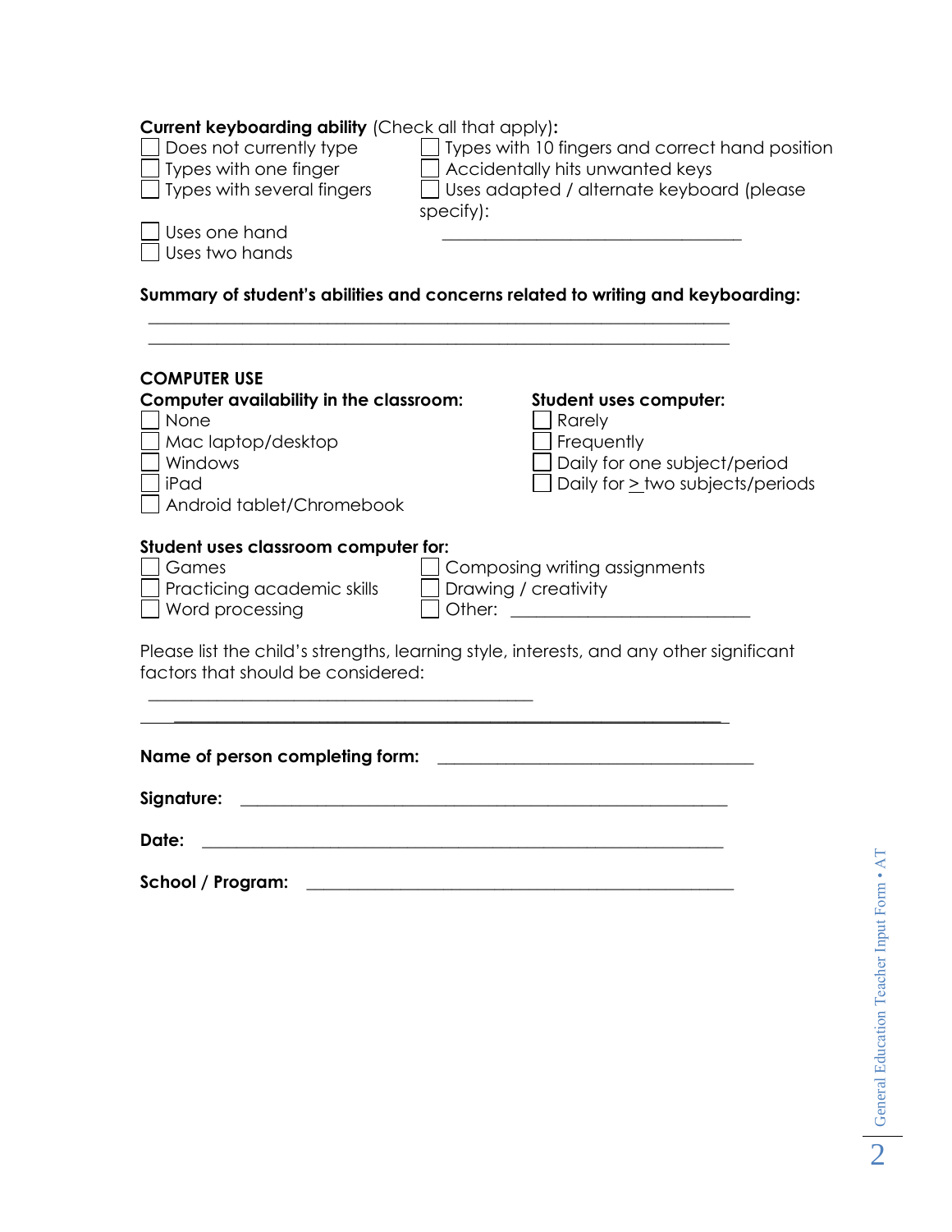**Current keyboarding ability** (Check all that apply)**:**

- ☐ Does not currently type
- ☐ Types with one finger
- ☐ Types with several fingers
- ☐ Uses one hand
- ☐ Uses two hands
- ☐ Types with 10 fingers and correct hand position
- ☐ Accidentally hits unwanted keys
- ☐ Uses adapted / alternate keyboard (please specify): ______________________________

**Summary of student's abilities and concerns related to writing and keyboarding:**

______________________________________________________________

______________________________________________________________

**COMPUTER USE**

**Computer availability in the classroom:**

- ☐ None
- ☐ Mac laptop/desktop
- ☐ Windows
- ☐ iPad
- ☐ Android tablet/Chromebook

**Student uses computer:**

- ☐ Rarely
- ☐ Frequently
- ☐ Daily for one subject/period
- ☐ Daily for $\geq$ two subjects/periods

**Student uses classroom computer for:**

- ☐ Games
- ☐ Practicing academic skills
- ☐ Word processing
- ☐ Composing writing assignments
- ☐ Drawing / creativity
- ☐ Other: ________________________

Please list the child's strengths, learning style, interests, and any other significant factors that should be considered:

______________________________________________

______________________________________________________________

**Name of person completing form:** ________________________________

**Signature:** ______________________________________________________

**Date:** __________________________________________________________

**School / Program:** _______________________________________________